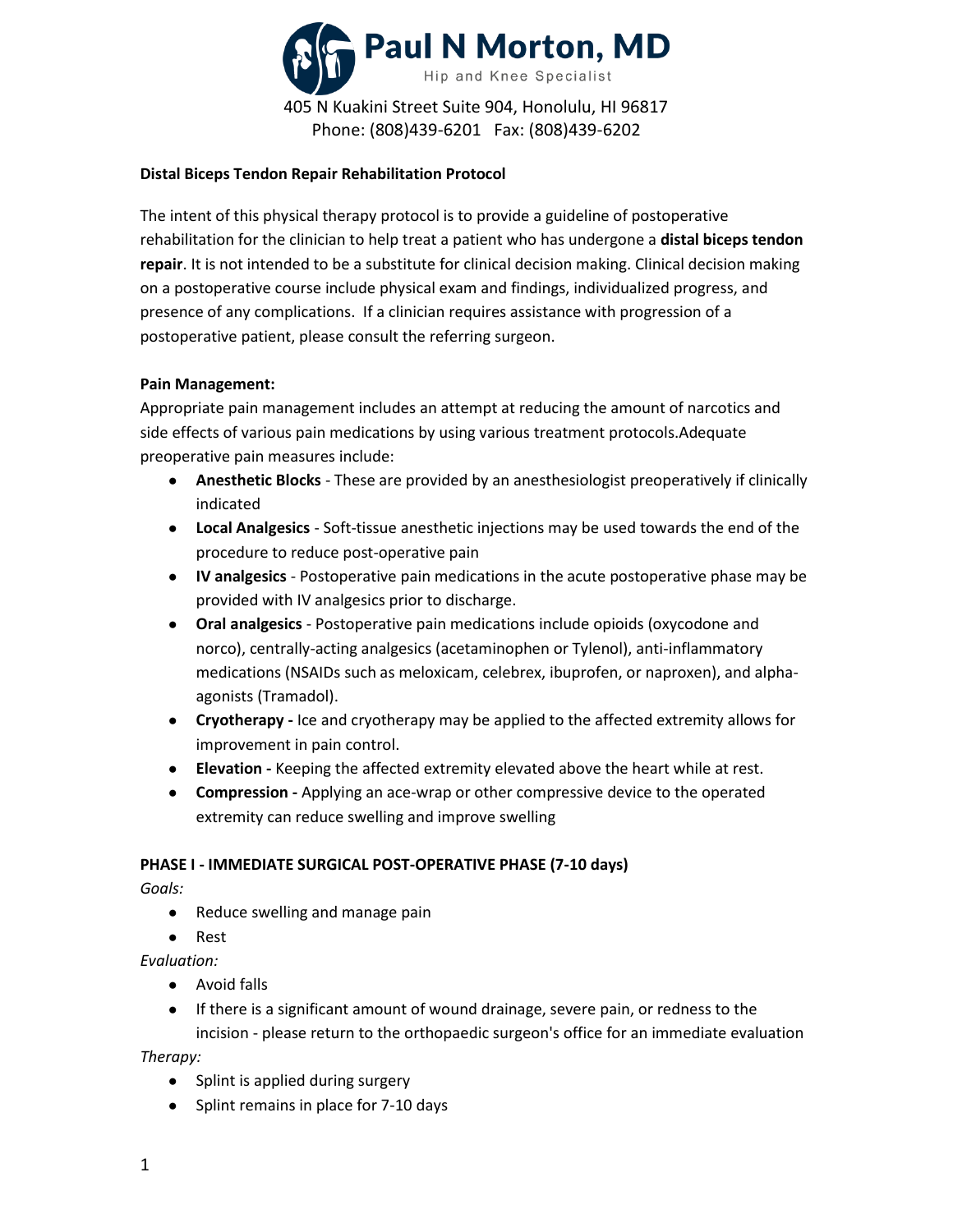# Paul N Morton, MD

Hip and Knee Specialist

405 N Kuakini Street Suite 904, Honolulu, HI 96817
Phone: (808)439-6201 Fax: (808)439-6202

**Distal Biceps Tendon Repair Rehabilitation Protocol**

The intent of this physical therapy protocol is to provide a guideline of postoperative rehabilitation for the clinician to help treat a patient who has undergone a **distal biceps tendon repair**. It is not intended to be a substitute for clinical decision making. Clinical decision making on a postoperative course include physical exam and findings, individualized progress, and presence of any complications. If a clinician requires assistance with progression of a postoperative patient, please consult the referring surgeon.

**Pain Management:**
Appropriate pain management includes an attempt at reducing the amount of narcotics and side effects of various pain medications by using various treatment protocols.Adequate preoperative pain measures include:

- **Anesthetic Blocks** - These are provided by an anesthesiologist preoperatively if clinically indicated
- **Local Analgesics** - Soft-tissue anesthetic injections may be used towards the end of the procedure to reduce post-operative pain
- **IV analgesics** - Postoperative pain medications in the acute postoperative phase may be provided with IV analgesics prior to discharge.
- **Oral analgesics** - Postoperative pain medications include opioids (oxycodone and norco), centrally-acting analgesics (acetaminophen or Tylenol), anti-inflammatory medications (NSAIDs such as meloxicam, celebrex, ibuprofen, or naproxen), and alpha-agonists (Tramadol).
- **Cryotherapy -** Ice and cryotherapy may be applied to the affected extremity allows for improvement in pain control.
- **Elevation -** Keeping the affected extremity elevated above the heart while at rest.
- **Compression -** Applying an ace-wrap or other compressive device to the operated extremity can reduce swelling and improve swelling

**PHASE I - IMMEDIATE SURGICAL POST-OPERATIVE PHASE (7-10 days)**

*Goals:*

- Reduce swelling and manage pain
- Rest

*Evaluation:*

- Avoid falls
- If there is a significant amount of wound drainage, severe pain, or redness to the incision - please return to the orthopaedic surgeon's office for an immediate evaluation

*Therapy:*

- Splint is applied during surgery
- Splint remains in place for 7-10 days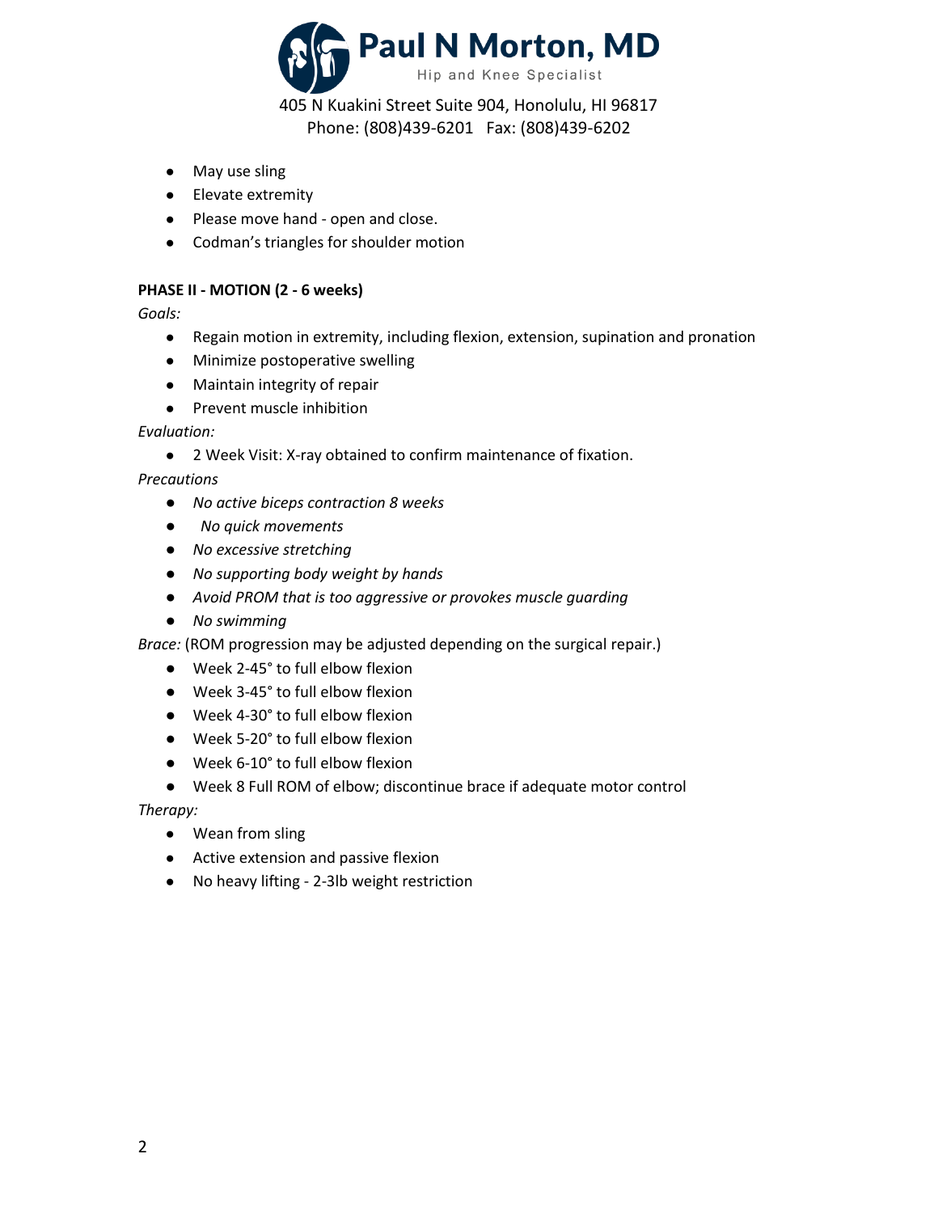- May use sling
- Elevate extremity
- Please move hand - open and close.
- Codman's triangles for shoulder motion

**PHASE II - MOTION (2 - 6 weeks)**

*Goals:*

- Regain motion in extremity, including flexion, extension, supination and pronation
- Minimize postoperative swelling
- Maintain integrity of repair
- Prevent muscle inhibition

*Evaluation:*

- 2 Week Visit: X-ray obtained to confirm maintenance of fixation.

*Precautions*

- *No active biceps contraction 8 weeks*
- *No quick movements*
- *No excessive stretching*
- *No supporting body weight by hands*
- *Avoid PROM that is too aggressive or provokes muscle guarding*
- *No swimming*

*Brace:* (ROM progression may be adjusted depending on the surgical repair.)

- Week 2-45° to full elbow flexion
- Week 3-45° to full elbow flexion
- Week 4-30° to full elbow flexion
- Week 5-20° to full elbow flexion
- Week 6-10° to full elbow flexion
- Week 8 Full ROM of elbow; discontinue brace if adequate motor control

*Therapy:*

- Wean from sling
- Active extension and passive flexion
- No heavy lifting - 2-3lb weight restriction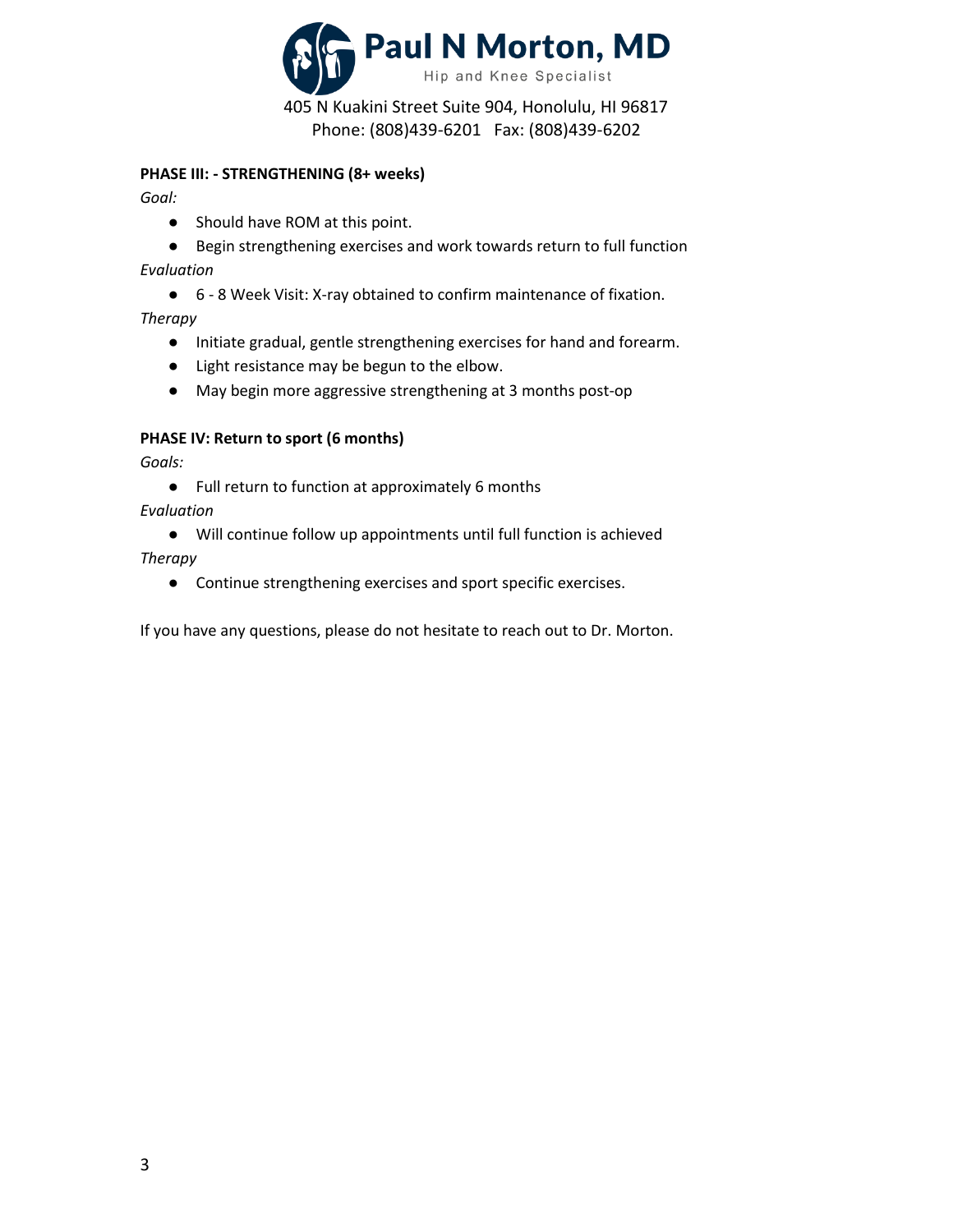**PHASE III: - STRENGTHENING (8+ weeks)**

*Goal:*

- Should have ROM at this point.
- Begin strengthening exercises and work towards return to full function

*Evaluation*

- 6 - 8 Week Visit: X-ray obtained to confirm maintenance of fixation.

*Therapy*

- Initiate gradual, gentle strengthening exercises for hand and forearm.
- Light resistance may be begun to the elbow.
- May begin more aggressive strengthening at 3 months post-op

**PHASE IV: Return to sport (6 months)**

*Goals:*

- Full return to function at approximately 6 months

*Evaluation*

- Will continue follow up appointments until full function is achieved

*Therapy*

- Continue strengthening exercises and sport specific exercises.

If you have any questions, please do not hesitate to reach out to Dr. Morton.